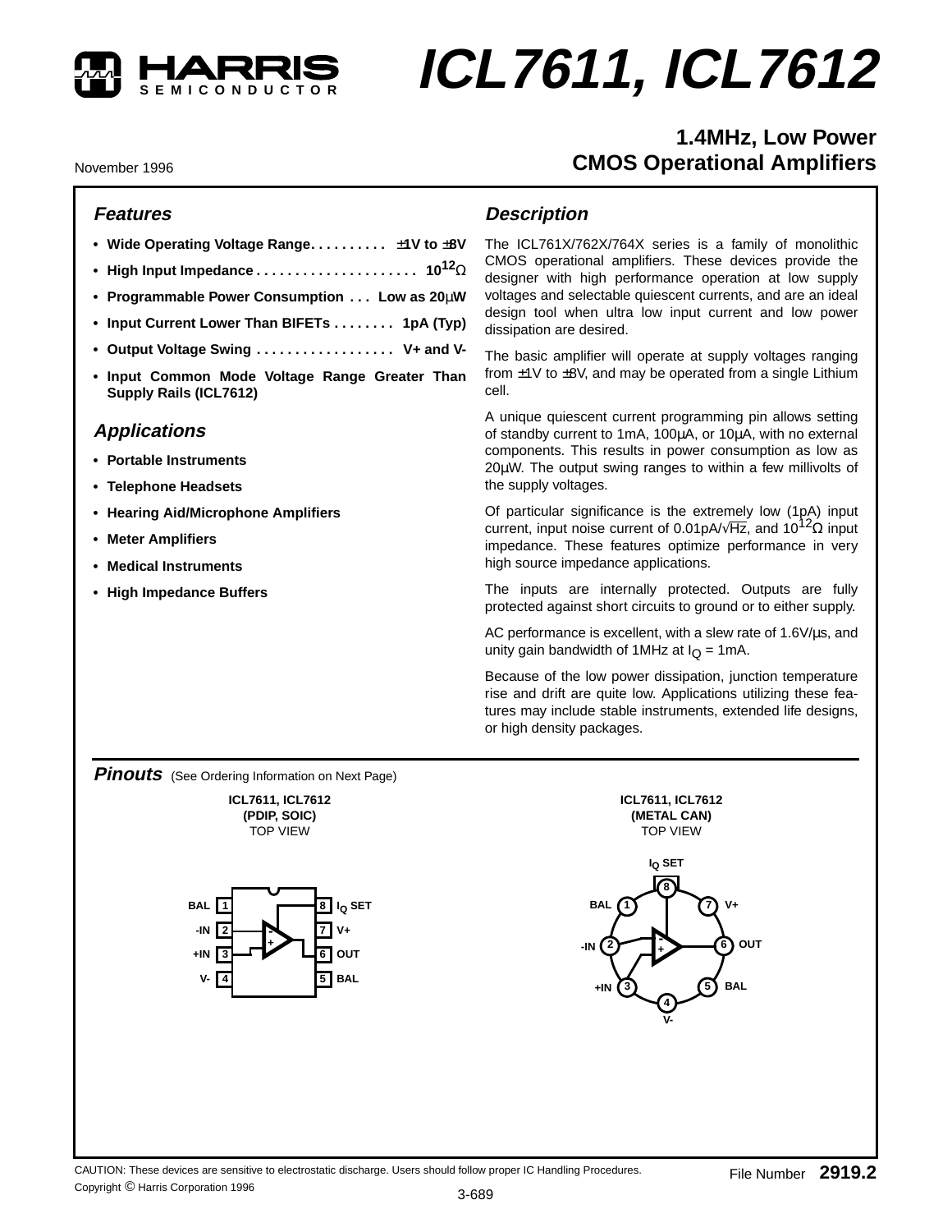# ICL7611, ICL7612

## 1.4MHz, Low Power CMOS Operational Amplifiers

November 1996

### Features

- Wide Operating Voltage Range. . . . . . . . . . ±1V to ±8V
- High Input Impedance . . . . . . . . . . . . . . . . . . . . $10^{12}\Omega$
- Programmable Power Consumption . . . Low as 20µW
- Input Current Lower Than BIFETs . . . . . . . . 1pA (Typ)
- Output Voltage Swing . . . . . . . . . . . . . . . . . . V+ and V-
- Input Common Mode Voltage Range Greater Than Supply Rails (ICL7612)

### Applications

- Portable Instruments
- Telephone Headsets
- Hearing Aid/Microphone Amplifiers
- Meter Amplifiers
- Medical Instruments
- High Impedance Buffers

### Description

The ICL761X/762X/764X series is a family of monolithic CMOS operational amplifiers. These devices provide the designer with high performance operation at low supply voltages and selectable quiescent currents, and are an ideal design tool when ultra low input current and low power dissipation are desired.

The basic amplifier will operate at supply voltages ranging from ±1V to ±8V, and may be operated from a single Lithium cell.

A unique quiescent current programming pin allows setting of standby current to 1mA, 100µA, or 10µA, with no external components. This results in power consumption as low as 20µW. The output swing ranges to within a few millivolts of the supply voltages.

Of particular significance is the extremely low (1pA) input current, input noise current of $0.01\text{pA}/\sqrt{\text{Hz}}$, and $10^{12}\Omega$ input impedance. These features optimize performance in very high source impedance applications.

The inputs are internally protected. Outputs are fully protected against short circuits to ground or to either supply.

AC performance is excellent, with a slew rate of 1.6V/µs, and unity gain bandwidth of 1MHz at $I_Q$ = 1mA.

Because of the low power dissipation, junction temperature rise and drift are quite low. Applications utilizing these features may include stable instruments, extended life designs, or high density packages.

### Pinouts (See Ordering Information on Next Page)

**ICL7611, ICL7612 (PDIP, SOIC) TOP VIEW**

| Pin | Name | Pin | Name |
|---|---|---|---|
| 1 | BAL | 8 | $I_Q$ SET |
| 2 | -IN | 7 | V+ |
| 3 | +IN | 6 | OUT |
| 4 | V- | 5 | BAL |

**ICL7611, ICL7612 (METAL CAN) TOP VIEW**

| Pin | Name |
|---|---|
| 1 | BAL |
| 2 | -IN |
| 3 | +IN |
| 4 | V- |
| 5 | BAL |
| 6 | OUT |
| 7 | V+ |
| 8 | $I_Q$ SET |

CAUTION: These devices are sensitive to electrostatic discharge. Users should follow proper IC Handling Procedures.

Copyright © Harris Corporation 1996

File Number 2919.2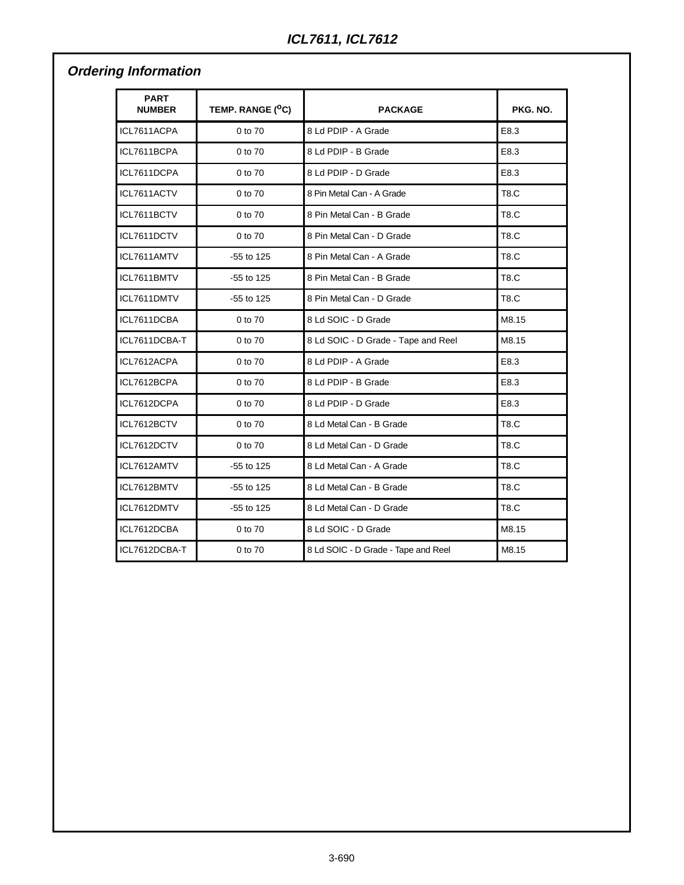## Ordering Information

| PART NUMBER | TEMP. RANGE ($^{O}C$) | PACKAGE | PKG. NO. |
|---|---|---|---|
| ICL7611ACPA | 0 to 70 | 8 Ld PDIP - A Grade | E8.3 |
| ICL7611BCPA | 0 to 70 | 8 Ld PDIP - B Grade | E8.3 |
| ICL7611DCPA | 0 to 70 | 8 Ld PDIP - D Grade | E8.3 |
| ICL7611ACTV | 0 to 70 | 8 Pin Metal Can - A Grade | T8.C |
| ICL7611BCTV | 0 to 70 | 8 Pin Metal Can - B Grade | T8.C |
| ICL7611DCTV | 0 to 70 | 8 Pin Metal Can - D Grade | T8.C |
| ICL7611AMTV | -55 to 125 | 8 Pin Metal Can - A Grade | T8.C |
| ICL7611BMTV | -55 to 125 | 8 Pin Metal Can - B Grade | T8.C |
| ICL7611DMTV | -55 to 125 | 8 Pin Metal Can - D Grade | T8.C |
| ICL7611DCBA | 0 to 70 | 8 Ld SOIC - D Grade | M8.15 |
| ICL7611DCBA-T | 0 to 70 | 8 Ld SOIC - D Grade - Tape and Reel | M8.15 |
| ICL7612ACPA | 0 to 70 | 8 Ld PDIP - A Grade | E8.3 |
| ICL7612BCPA | 0 to 70 | 8 Ld PDIP - B Grade | E8.3 |
| ICL7612DCPA | 0 to 70 | 8 Ld PDIP - D Grade | E8.3 |
| ICL7612BCTV | 0 to 70 | 8 Ld Metal Can - B Grade | T8.C |
| ICL7612DCTV | 0 to 70 | 8 Ld Metal Can - D Grade | T8.C |
| ICL7612AMTV | -55 to 125 | 8 Ld Metal Can - A Grade | T8.C |
| ICL7612BMTV | -55 to 125 | 8 Ld Metal Can - B Grade | T8.C |
| ICL7612DMTV | -55 to 125 | 8 Ld Metal Can - D Grade | T8.C |
| ICL7612DCBA | 0 to 70 | 8 Ld SOIC - D Grade | M8.15 |
| ICL7612DCBA-T | 0 to 70 | 8 Ld SOIC - D Grade - Tape and Reel | M8.15 |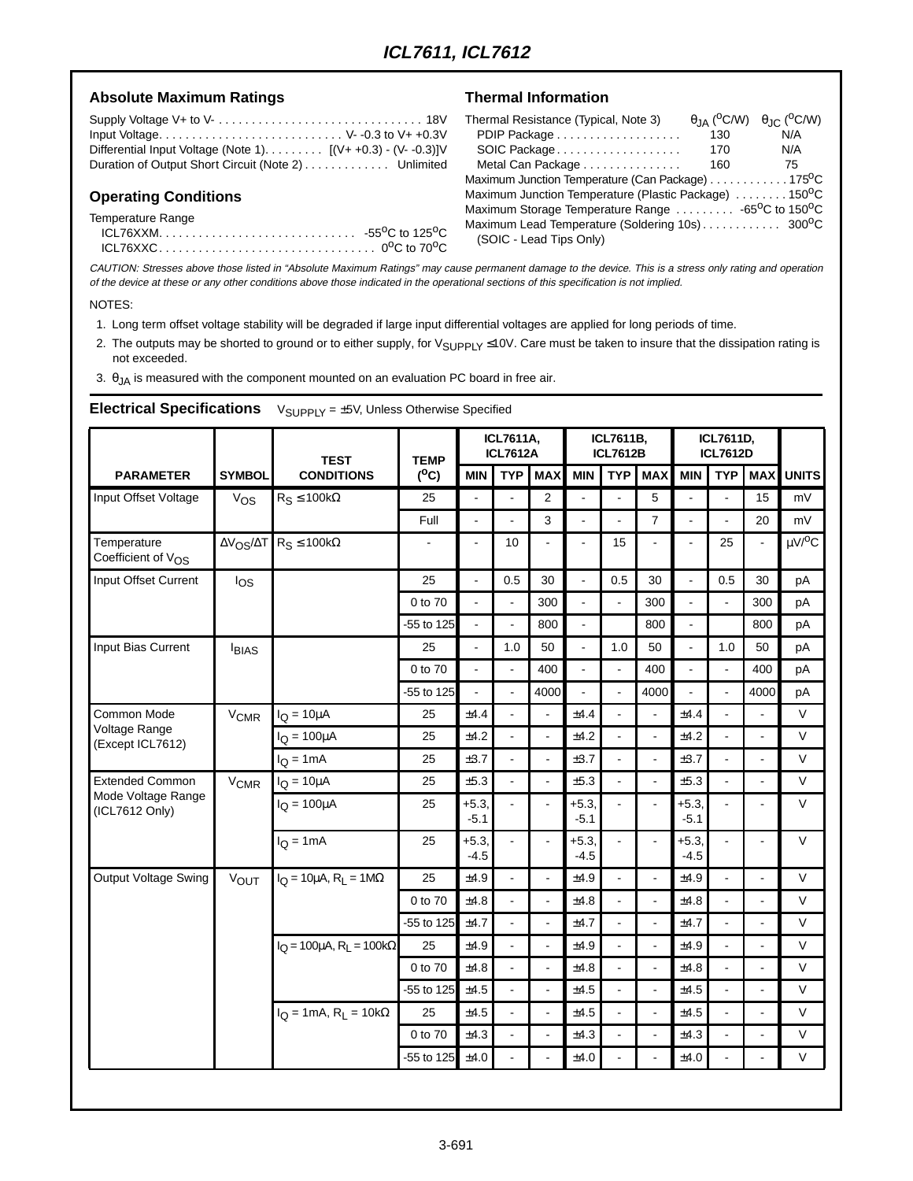## Absolute Maximum Ratings

Supply Voltage V+ to V- . . . . . . . . . . . . . . . . . . . . . . . . . . . . . . . 18V
Input Voltage. . . . . . . . . . . . . . . . . . . . . . . . . . . . V- -0.3 to V+ +0.3V
Differential Input Voltage (Note 1). . . . . . . . . [(V+ +0.3) - (V- -0.3)]V
Duration of Output Short Circuit (Note 2) . . . . . . . . . . . . Unlimited

## Operating Conditions

Temperature Range
ICL76XXM. . . . . . . . . . . . . . . . . . . . . . . . . . . . . . $-55^oC$ to $125^oC$
ICL76XXC. . . . . . . . . . . . . . . . . . . . . . . . . . . . . . . . $0^oC$ to $70^oC$

## Thermal Information

| Thermal Resistance (Typical, Note 3) | $\theta_{JA}$ ($^oC/W$) | $\theta_{JC}$ ($^oC/W$) |
|---|---|---|
| PDIP Package | 130 | N/A |
| SOIC Package | 170 | N/A |
| Metal Can Package | 160 | 75 |

Maximum Junction Temperature (Can Package) . . . . . . . . . . . . $175^oC$
Maximum Junction Temperature (Plastic Package) . . . . . . . . $150^oC$
Maximum Storage Temperature Range . . . . . . . . . $-65^oC$ to $150^oC$
Maximum Lead Temperature (Soldering 10s) . . . . . . . . . . . . $300^oC$
(SOIC - Lead Tips Only)

*CAUTION: Stresses above those listed in "Absolute Maximum Ratings" may cause permanent damage to the device. This is a stress only rating and operation of the device at these or any other conditions above those indicated in the operational sections of this specification is not implied.*

NOTES:

1. Long term offset voltage stability will be degraded if large input differential voltages are applied for long periods of time.
2. The outputs may be shorted to ground or to either supply, for $V_{SUPPLY} \leq 10V$. Care must be taken to insure that the dissipation rating is not exceeded.
3. $\theta_{JA}$ is measured with the component mounted on an evaluation PC board in free air.

## Electrical Specifications

$V_{SUPPLY} = \pm5V$, Unless Otherwise Specified

| PARAMETER | SYMBOL | TEST CONDITIONS | TEMP ($^oC$) | ICL7611A, ICL7612A | | | ICL7611B, ICL7612B | | | ICL7611D, ICL7612D | | | UNITS |
|---|---|---|---|---|---|---|---|---|---|---|---|---|---|
| | | | | MIN | TYP | MAX | MIN | TYP | MAX | MIN | TYP | MAX | |
| Input Offset Voltage | $V_{OS}$ | $R_S \leq 100k\Omega$ | 25 | - | - | 2 | - | - | 5 | - | - | 15 | mV |
| | | | Full | - | - | 3 | - | - | 7 | - | - | 20 | mV |
| Temperature Coefficient of $V_{OS}$ | $\Delta V_{OS}/\Delta T$ | $R_S \leq 100k\Omega$ | - | - | 10 | - | - | 15 | - | - | 25 | - | $\mu V/^oC$ |
| Input Offset Current | $I_{OS}$ | | 25 | - | 0.5 | 30 | - | 0.5 | 30 | - | 0.5 | 30 | pA |
| | | | 0 to 70 | - | - | 300 | - | - | 300 | - | - | 300 | pA |
| | | | -55 to 125 | - | - | 800 | - | | 800 | - | | 800 | pA |
| Input Bias Current | $I_{BIAS}$ | | 25 | - | 1.0 | 50 | - | 1.0 | 50 | - | 1.0 | 50 | pA |
| | | | 0 to 70 | - | - | 400 | - | - | 400 | - | - | 400 | pA |
| | | | -55 to 125 | - | - | 4000 | - | - | 4000 | - | - | 4000 | pA |
| Common Mode Voltage Range (Except ICL7612) | $V_{CMR}$ | $I_Q = 10\mu A$ | 25 | ±4.4 | - | - | ±4.4 | - | - | ±4.4 | - | - | V |
| | | $I_Q = 100\mu A$ | 25 | ±4.2 | - | - | ±4.2 | - | - | ±4.2 | - | - | V |
| | | $I_Q = 1mA$ | 25 | ±3.7 | - | - | ±3.7 | - | - | ±3.7 | - | - | V |
| Extended Common Mode Voltage Range (ICL7612 Only) | $V_{CMR}$ | $I_Q = 10\mu A$ | 25 | ±5.3 | - | - | ±5.3 | - | - | ±5.3 | - | - | V |
| | | $I_Q = 100\mu A$ | 25 | +5.3, -5.1 | - | - | +5.3, -5.1 | - | - | +5.3, -5.1 | - | - | V |
| | | $I_Q = 1mA$ | 25 | +5.3, -4.5 | - | - | +5.3, -4.5 | - | - | +5.3, -4.5 | - | - | V |
| Output Voltage Swing | $V_{OUT}$ | $I_Q = 10\mu A$, $R_L = 1M\Omega$ | 25 | ±4.9 | - | - | ±4.9 | - | - | ±4.9 | - | - | V |
| | | | 0 to 70 | ±4.8 | - | - | ±4.8 | - | - | ±4.8 | - | - | V |
| | | | -55 to 125 | ±4.7 | - | - | ±4.7 | - | - | ±4.7 | - | - | V |
| | | $I_Q = 100\mu A$, $R_L = 100k\Omega$ | 25 | ±4.9 | - | - | ±4.9 | - | - | ±4.9 | - | - | V |
| | | | 0 to 70 | ±4.8 | - | - | ±4.8 | - | - | ±4.8 | - | - | V |
| | | | -55 to 125 | ±4.5 | - | - | ±4.5 | - | - | ±4.5 | - | - | V |
| | | $I_Q = 1mA$, $R_L = 10k\Omega$ | 25 | ±4.5 | - | - | ±4.5 | - | - | ±4.5 | - | - | V |
| | | | 0 to 70 | ±4.3 | - | - | ±4.3 | - | - | ±4.3 | - | - | V |
| | | | -55 to 125 | ±4.0 | - | - | ±4.0 | - | - | ±4.0 | - | - | V |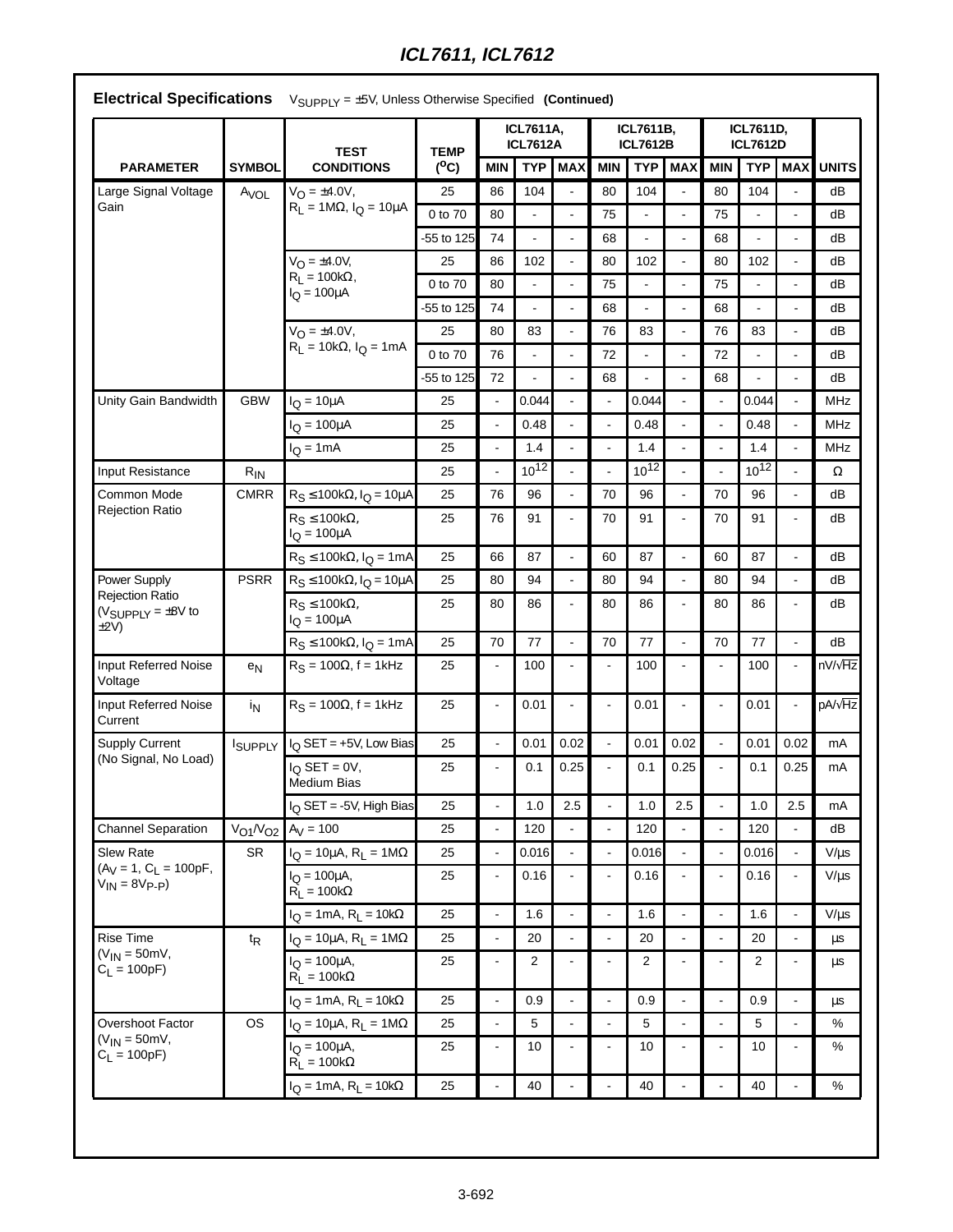## Electrical Specifications $V_{SUPPLY} = \pm5V$, Unless Otherwise Specified **(Continued)**

| PARAMETER | SYMBOL | TEST CONDITIONS | TEMP ($^oC$) | ICL7611A, ICL7612A | | | ICL7611B, ICL7612B | | | ICL7611D, ICL7612D | | | UNITS |
|---|---|---|---|---|---|---|---|---|---|---|---|---|---|
| | | | | MIN | TYP | MAX | MIN | TYP | MAX | MIN | TYP | MAX | |
| Large Signal Voltage Gain | $A_{VOL}$ | $V_O = \pm4.0V$, $R_L = 1M\Omega$, $I_Q = 10\mu A$ | 25 | 86 | 104 | - | 80 | 104 | - | 80 | 104 | - | dB |
| | | | 0 to 70 | 80 | - | - | 75 | - | - | 75 | - | - | dB |
| | | | -55 to 125 | 74 | - | - | 68 | - | - | 68 | - | - | dB |
| | | $V_O = \pm4.0V$, $R_L = 100k\Omega$, $I_Q = 100\mu A$ | 25 | 86 | 102 | - | 80 | 102 | - | 80 | 102 | - | dB |
| | | | 0 to 70 | 80 | - | - | 75 | - | - | 75 | - | - | dB |
| | | | -55 to 125 | 74 | - | - | 68 | - | - | 68 | - | - | dB |
| | | $V_O = \pm4.0V$, $R_L = 10k\Omega$, $I_Q = 1mA$ | 25 | 80 | 83 | - | 76 | 83 | - | 76 | 83 | - | dB |
| | | | 0 to 70 | 76 | - | - | 72 | - | - | 72 | - | - | dB |
| | | | -55 to 125 | 72 | - | - | 68 | - | - | 68 | - | - | dB |
| Unity Gain Bandwidth | GBW | $I_Q = 10\mu A$ | 25 | - | 0.044 | - | - | 0.044 | - | - | 0.044 | - | MHz |
| | | $I_Q = 100\mu A$ | 25 | - | 0.48 | - | - | 0.48 | - | - | 0.48 | - | MHz |
| | | $I_Q = 1mA$ | 25 | - | 1.4 | - | - | 1.4 | - | - | 1.4 | - | MHz |
| Input Resistance | $R_{IN}$ | | 25 | - | $10^{12}$ | - | - | $10^{12}$ | - | - | $10^{12}$ | - | Ω |
| Common Mode Rejection Ratio | CMRR | $R_S \leq 100k\Omega$, $I_Q = 10\mu A$ | 25 | 76 | 96 | - | 70 | 96 | - | 70 | 96 | - | dB |
| | | $R_S \leq 100k\Omega$, $I_Q = 100\mu A$ | 25 | 76 | 91 | - | 70 | 91 | - | 70 | 91 | - | dB |
| | | $R_S \leq 100k\Omega$, $I_Q = 1mA$ | 25 | 66 | 87 | - | 60 | 87 | - | 60 | 87 | - | dB |
| Power Supply Rejection Ratio ($V_{SUPPLY} = \pm8V$ to $\pm2V$) | PSRR | $R_S \leq 100k\Omega$, $I_Q = 10\mu A$ | 25 | 80 | 94 | - | 80 | 94 | - | 80 | 94 | - | dB |
| | | $R_S \leq 100k\Omega$, $I_Q = 100\mu A$ | 25 | 80 | 86 | - | 80 | 86 | - | 80 | 86 | - | dB |
| | | $R_S \leq 100k\Omega$, $I_Q = 1mA$ | 25 | 70 | 77 | - | 70 | 77 | - | 70 | 77 | - | dB |
| Input Referred Noise Voltage | $e_N$ | $R_S = 100\Omega$, f = 1kHz | 25 | - | 100 | - | - | 100 | - | - | 100 | - | $nV/\sqrt{Hz}$ |
| Input Referred Noise Current | $i_N$ | $R_S = 100\Omega$, f = 1kHz | 25 | - | 0.01 | - | - | 0.01 | - | - | 0.01 | - | $pA/\sqrt{Hz}$ |
| Supply Current (No Signal, No Load) | $I_{SUPPLY}$ | $I_Q$ SET = +5V, Low Bias | 25 | - | 0.01 | 0.02 | - | 0.01 | 0.02 | - | 0.01 | 0.02 | mA |
| | | $I_Q$ SET = 0V, Medium Bias | 25 | - | 0.1 | 0.25 | - | 0.1 | 0.25 | - | 0.1 | 0.25 | mA |
| | | $I_Q$ SET = -5V, High Bias | 25 | - | 1.0 | 2.5 | - | 1.0 | 2.5 | - | 1.0 | 2.5 | mA |
| Channel Separation | $V_{O1}/V_{O2}$ | $A_V = 100$ | 25 | - | 120 | - | - | 120 | - | - | 120 | - | dB |
| Slew Rate ($A_V = 1$, $C_L = 100pF$, $V_{IN} = 8V_{P-P}$) | SR | $I_Q = 10\mu A$, $R_L = 1M\Omega$ | 25 | - | 0.016 | - | - | 0.016 | - | - | 0.016 | - | V/μs |
| | | $I_Q = 100\mu A$, $R_L = 100k\Omega$ | 25 | - | 0.16 | - | - | 0.16 | - | - | 0.16 | - | V/μs |
| | | $I_Q = 1mA$, $R_L = 10k\Omega$ | 25 | - | 1.6 | - | - | 1.6 | - | - | 1.6 | - | V/μs |
| Rise Time ($V_{IN} = 50mV$, $C_L = 100pF$) | $t_R$ | $I_Q = 10\mu A$, $R_L = 1M\Omega$ | 25 | - | 20 | - | - | 20 | - | - | 20 | - | μs |
| | | $I_Q = 100\mu A$, $R_L = 100k\Omega$ | 25 | - | 2 | - | - | 2 | - | - | 2 | - | μs |
| | | $I_Q = 1mA$, $R_L = 10k\Omega$ | 25 | - | 0.9 | - | - | 0.9 | - | - | 0.9 | - | μs |
| Overshoot Factor ($V_{IN} = 50mV$, $C_L = 100pF$) | OS | $I_Q = 10\mu A$, $R_L = 1M\Omega$ | 25 | - | 5 | - | - | 5 | - | - | 5 | - | % |
| | | $I_Q = 100\mu A$, $R_L = 100k\Omega$ | 25 | - | 10 | - | - | 10 | - | - | 10 | - | % |
| | | $I_Q = 1mA$, $R_L = 10k\Omega$ | 25 | - | 40 | - | - | 40 | - | - | 40 | - | % |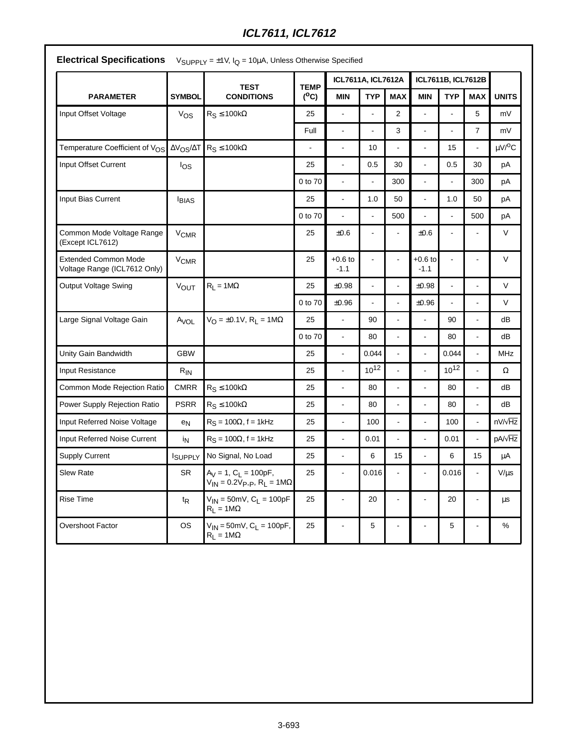## Electrical Specifications

$V_{SUPPLY} = \pm1V$, $I_Q = 10\mu A$, Unless Otherwise Specified

| PARAMETER | SYMBOL | TEST CONDITIONS | TEMP (°C) | ICL7611A, ICL7612A MIN | ICL7611A, ICL7612A TYP | ICL7611A, ICL7612A MAX | ICL7611B, ICL7612B MIN | ICL7611B, ICL7612B TYP | ICL7611B, ICL7612B MAX | UNITS |
|---|---|---|---|---|---|---|---|---|---|---|
| Input Offset Voltage | $V_{OS}$ | $R_S \leq 100k\Omega$ | 25 | - | - | 2 | - | - | 5 | mV |
| | | | Full | - | - | 3 | - | - | 7 | mV |
| Temperature Coefficient of $V_{OS}$ | $\Delta V_{OS}/\Delta T$ | $R_S \leq 100k\Omega$ | - | - | 10 | - | - | 15 | - | $\mu V/^oC$ |
| Input Offset Current | $I_{OS}$ | | 25 | - | 0.5 | 30 | - | 0.5 | 30 | pA |
| | | | 0 to 70 | - | - | 300 | - | - | 300 | pA |
| Input Bias Current | $I_{BIAS}$ | | 25 | - | 1.0 | 50 | - | 1.0 | 50 | pA |
| | | | 0 to 70 | - | - | 500 | - | - | 500 | pA |
| Common Mode Voltage Range (Except ICL7612) | $V_{CMR}$ | | 25 | ±0.6 | - | - | ±0.6 | - | - | V |
| Extended Common Mode Voltage Range (ICL7612 Only) | $V_{CMR}$ | | 25 | +0.6 to -1.1 | - | - | +0.6 to -1.1 | - | - | V |
| Output Voltage Swing | $V_{OUT}$ | $R_L = 1M\Omega$ | 25 | ±0.98 | - | - | ±0.98 | - | - | V |
| | | | 0 to 70 | ±0.96 | - | - | ±0.96 | - | - | V |
| Large Signal Voltage Gain | $A_{VOL}$ | $V_O = \pm0.1V$, $R_L = 1M\Omega$ | 25 | - | 90 | - | - | 90 | - | dB |
| | | | 0 to 70 | - | 80 | - | - | 80 | - | dB |
| Unity Gain Bandwidth | GBW | | 25 | - | 0.044 | - | - | 0.044 | - | MHz |
| Input Resistance | $R_{IN}$ | | 25 | - | $10^{12}$ | - | - | $10^{12}$ | - | Ω |
| Common Mode Rejection Ratio | CMRR | $R_S \leq 100k\Omega$ | 25 | - | 80 | - | - | 80 | - | dB |
| Power Supply Rejection Ratio | PSRR | $R_S \leq 100k\Omega$ | 25 | - | 80 | - | - | 80 | - | dB |
| Input Referred Noise Voltage | $e_N$ | $R_S = 100\Omega$, f = 1kHz | 25 | - | 100 | - | - | 100 | - | $nV/\sqrt{Hz}$ |
| Input Referred Noise Current | $i_N$ | $R_S = 100\Omega$, f = 1kHz | 25 | - | 0.01 | - | - | 0.01 | - | $pA/\sqrt{Hz}$ |
| Supply Current | $I_{SUPPLY}$ | No Signal, No Load | 25 | - | 6 | 15 | - | 6 | 15 | μA |
| Slew Rate | SR | $A_V = 1$, $C_L = 100pF$, $V_{IN} = 0.2V_{P-P}$, $R_L = 1M\Omega$ | 25 | - | 0.016 | - | - | 0.016 | - | V/μs |
| Rise Time | $t_R$ | $V_{IN} = 50mV$, $C_L = 100pF$ $R_L = 1M\Omega$ | 25 | - | 20 | - | - | 20 | - | μs |
| Overshoot Factor | OS | $V_{IN} = 50mV$, $C_L = 100pF$, $R_L = 1M\Omega$ | 25 | - | 5 | - | - | 5 | - | % |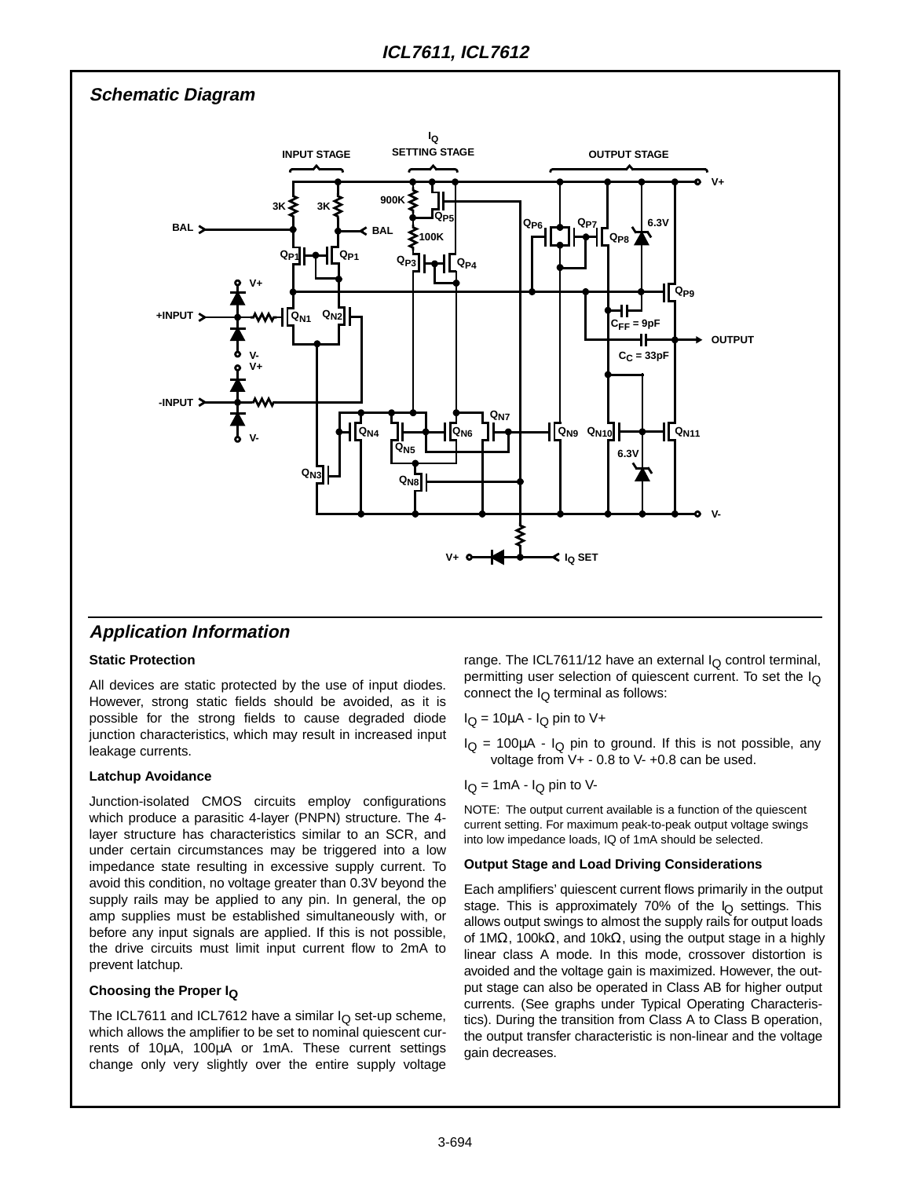## Schematic Diagram

INPUT STAGE

$I_Q$ SETTING STAGE

OUTPUT STAGE

## Application Information

### Static Protection

All devices are static protected by the use of input diodes. However, strong static fields should be avoided, as it is possible for the strong fields to cause degraded diode junction characteristics, which may result in increased input leakage currents.

### Latchup Avoidance

Junction-isolated CMOS circuits employ configurations which produce a parasitic 4-layer (PNPN) structure. The 4-layer structure has characteristics similar to an SCR, and under certain circumstances may be triggered into a low impedance state resulting in excessive supply current. To avoid this condition, no voltage greater than 0.3V beyond the supply rails may be applied to any pin. In general, the op amp supplies must be established simultaneously with, or before any input signals are applied. If this is not possible, the drive circuits must limit input current flow to 2mA to prevent latchup.

### Choosing the Proper $I_Q$

The ICL7611 and ICL7612 have a similar $I_Q$ set-up scheme, which allows the amplifier to be set to nominal quiescent currents of 10µA, 100µA or 1mA. These current settings change only very slightly over the entire supply voltage range. The ICL7611/12 have an external $I_Q$ control terminal, permitting user selection of quiescent current. To set the $I_Q$ connect the $I_Q$ terminal as follows:

$I_Q$ = 10µA - $I_Q$ pin to V+

$I_Q$ = 100µA - $I_Q$ pin to ground. If this is not possible, any voltage from V+ - 0.8 to V- +0.8 can be used.

$I_Q$ = 1mA - $I_Q$ pin to V-

NOTE: The output current available is a function of the quiescent current setting. For maximum peak-to-peak output voltage swings into low impedance loads, IQ of 1mA should be selected.

### Output Stage and Load Driving Considerations

Each amplifiers' quiescent current flows primarily in the output stage. This is approximately 70% of the $I_Q$ settings. This allows output swings to almost the supply rails for output loads of 1MΩ, 100kΩ, and 10kΩ, using the output stage in a highly linear class A mode. In this mode, crossover distortion is avoided and the voltage gain is maximized. However, the output stage can also be operated in Class AB for higher output currents. (See graphs under Typical Operating Characteristics). During the transition from Class A to Class B operation, the output transfer characteristic is non-linear and the voltage gain decreases.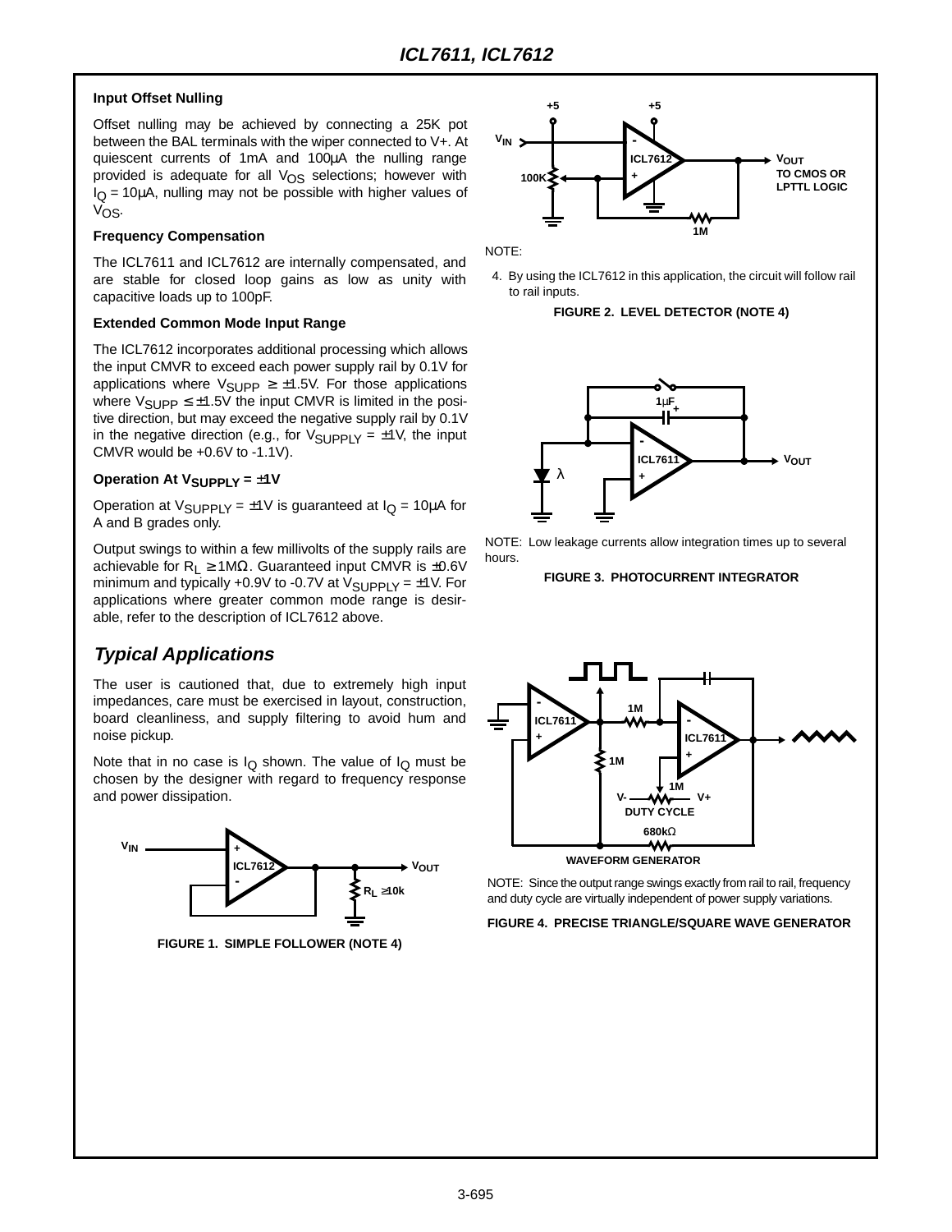#### Input Offset Nulling

Offset nulling may be achieved by connecting a 25K pot between the BAL terminals with the wiper connected to V+. At quiescent currents of 1mA and 100µA the nulling range provided is adequate for all $V_{OS}$ selections; however with $I_Q$ = 10µA, nulling may not be possible with higher values of $V_{OS}$.

#### Frequency Compensation

The ICL7611 and ICL7612 are internally compensated, and are stable for closed loop gains as low as unity with capacitive loads up to 100pF.

#### Extended Common Mode Input Range

The ICL7612 incorporates additional processing which allows the input CMVR to exceed each power supply rail by 0.1V for applications where $V_{SUPP} \geq \pm1.5V$. For those applications where $V_{SUPP} \leq \pm1.5V$ the input CMVR is limited in the positive direction, but may exceed the negative supply rail by 0.1V in the negative direction (e.g., for $V_{SUPPLY}$ = ±1V, the input CMVR would be +0.6V to -1.1V).

#### Operation At $V_{SUPPLY}$ = ±1V

Operation at $V_{SUPPLY}$ = ±1V is guaranteed at $I_Q$ = 10µA for A and B grades only.

Output swings to within a few millivolts of the supply rails are achievable for $R_L \geq 1M\Omega$. Guaranteed input CMVR is ±0.6V minimum and typically +0.9V to -0.7V at $V_{SUPPLY}$ = ±1V. For applications where greater common mode range is desirable, refer to the description of ICL7612 above.

## Typical Applications

The user is cautioned that, due to extremely high input impedances, care must be exercised in layout, construction, board cleanliness, and supply filtering to avoid hum and noise pickup.

Note that in no case is $I_Q$ shown. The value of $I_Q$ must be chosen by the designer with regard to frequency response and power dissipation.

FIGURE 1. SIMPLE FOLLOWER (NOTE 4)

NOTE:

4. By using the ICL7612 in this application, the circuit will follow rail to rail inputs.

FIGURE 2. LEVEL DETECTOR (NOTE 4)

NOTE: Low leakage currents allow integration times up to several hours.

FIGURE 3. PHOTOCURRENT INTEGRATOR

NOTE: Since the output range swings exactly from rail to rail, frequency and duty cycle are virtually independent of power supply variations.

FIGURE 4. PRECISE TRIANGLE/SQUARE WAVE GENERATOR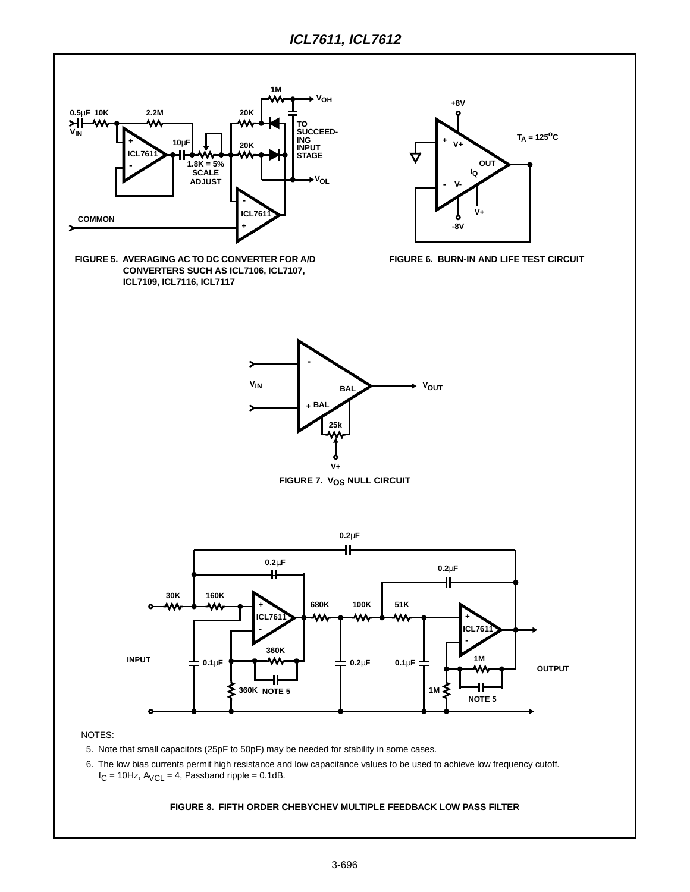FIGURE 5. AVERAGING AC TO DC CONVERTER FOR A/D CONVERTERS SUCH AS ICL7106, ICL7107, ICL7109, ICL7116, ICL7117

FIGURE 6. BURN-IN AND LIFE TEST CIRCUIT

FIGURE 7. $V_{OS}$ NULL CIRCUIT

NOTES:

5. Note that small capacitors (25pF to 50pF) may be needed for stability in some cases.
6. The low bias currents permit high resistance and low capacitance values to be used to achieve low frequency cutoff. $f_C$ = 10Hz, $A_{VCL}$ = 4, Passband ripple = 0.1dB.

FIGURE 8. FIFTH ORDER CHEBYCHEV MULTIPLE FEEDBACK LOW PASS FILTER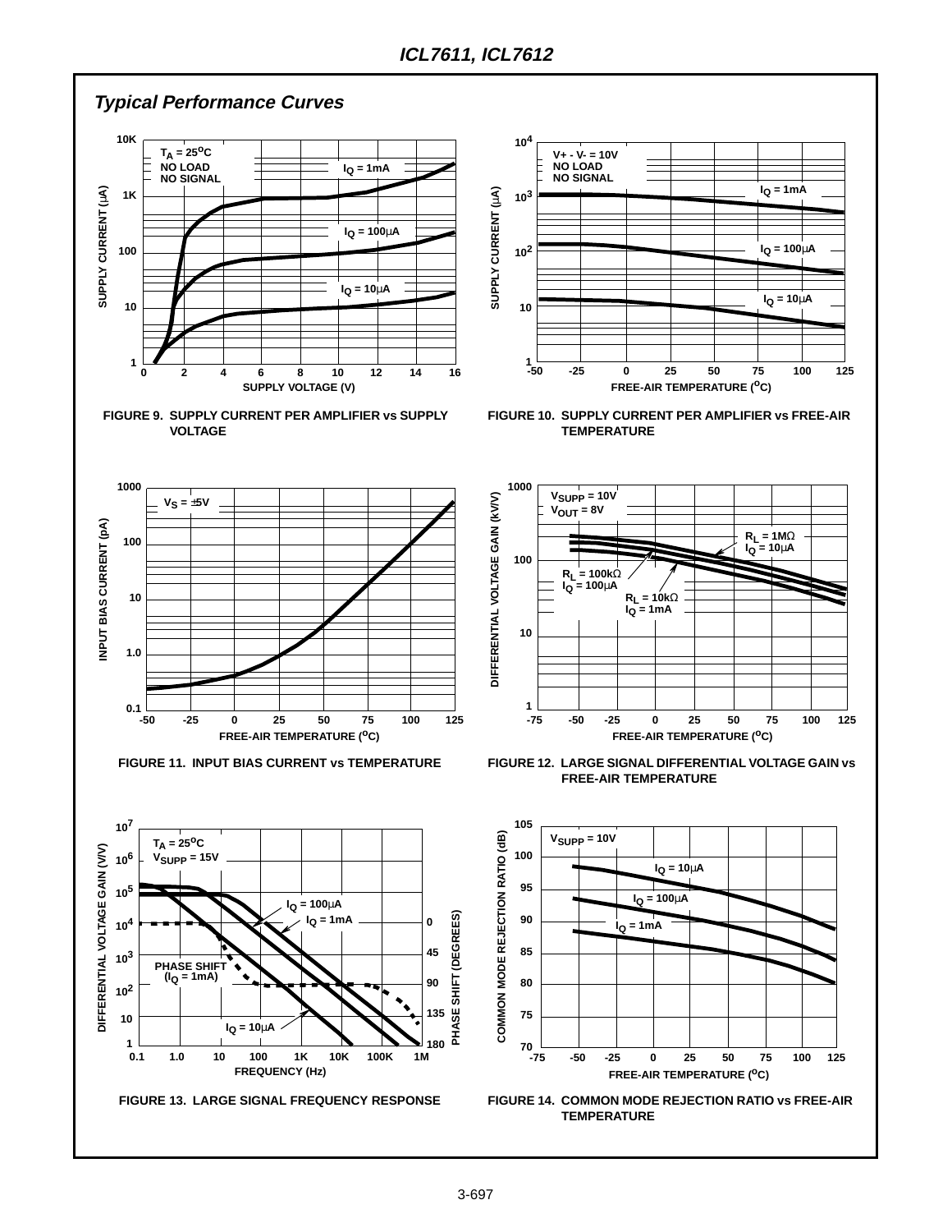## Typical Performance Curves

FIGURE 9. SUPPLY CURRENT PER AMPLIFIER vs SUPPLY VOLTAGE

FIGURE 10. SUPPLY CURRENT PER AMPLIFIER vs FREE-AIR TEMPERATURE

FIGURE 11. INPUT BIAS CURRENT vs TEMPERATURE

FIGURE 12. LARGE SIGNAL DIFFERENTIAL VOLTAGE GAIN vs FREE-AIR TEMPERATURE

FIGURE 13. LARGE SIGNAL FREQUENCY RESPONSE

FIGURE 14. COMMON MODE REJECTION RATIO vs FREE-AIR TEMPERATURE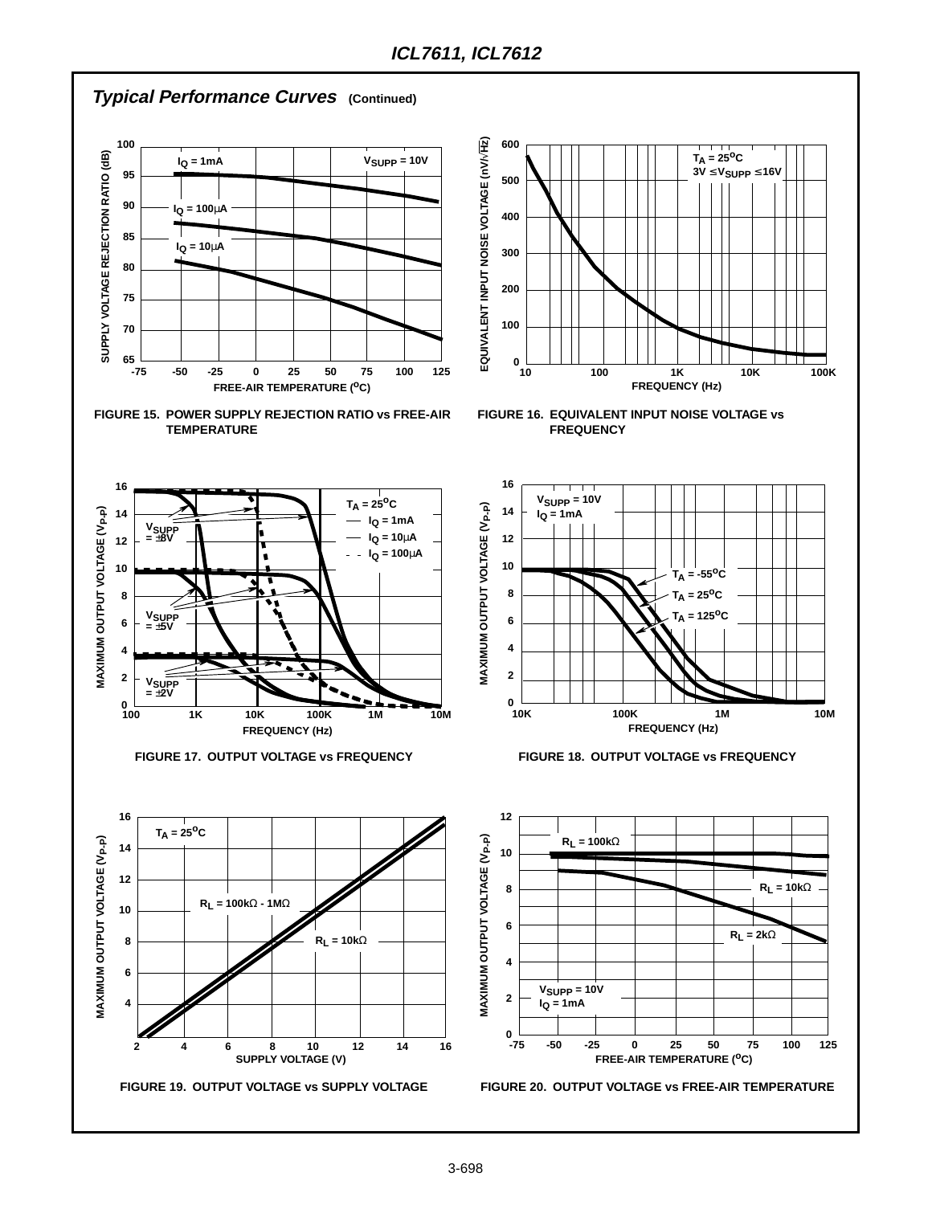## *Typical Performance Curves* (Continued)

FIGURE 15. POWER SUPPLY REJECTION RATIO vs FREE-AIR TEMPERATURE

FIGURE 16. EQUIVALENT INPUT NOISE VOLTAGE vs FREQUENCY

FIGURE 17. OUTPUT VOLTAGE vs FREQUENCY

FIGURE 18. OUTPUT VOLTAGE vs FREQUENCY

FIGURE 19. OUTPUT VOLTAGE vs SUPPLY VOLTAGE

FIGURE 20. OUTPUT VOLTAGE vs FREE-AIR TEMPERATURE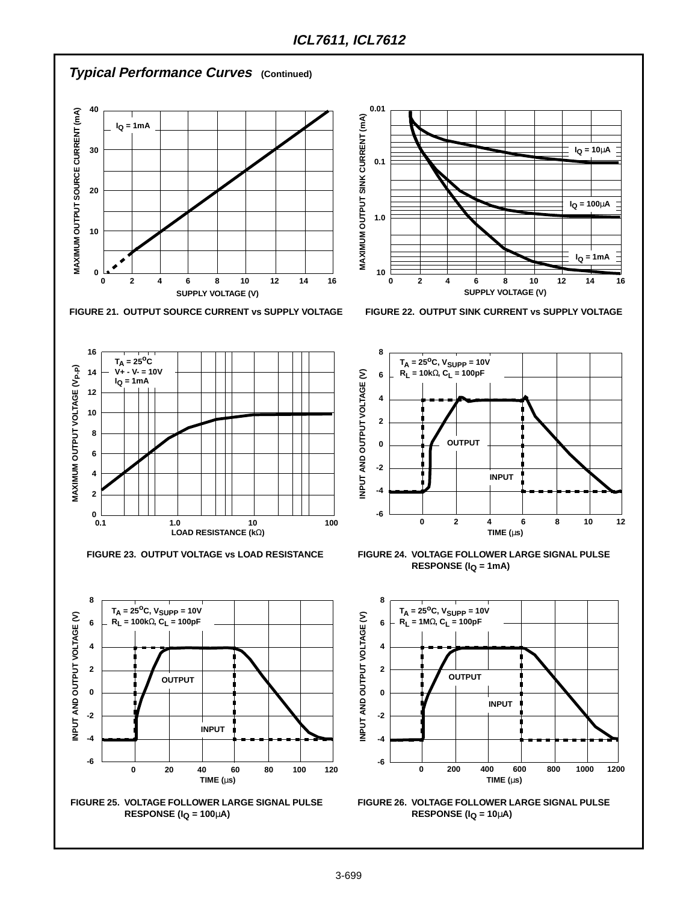## *Typical Performance Curves* (Continued)

$I_Q$ = 1mA

MAXIMUM OUTPUT SOURCE CURRENT (mA)

40
30
20
10
0

0 2 4 6 8 10 12 14 16

SUPPLY VOLTAGE (V)

**FIGURE 21. OUTPUT SOURCE CURRENT vs SUPPLY VOLTAGE**

$I_Q$ = 10µA
$I_Q$ = 100µA
$I_Q$ = 1mA

MAXIMUM OUTPUT SINK CURRENT (mA)

0.01
0.1
1.0
10

0 2 4 6 8 10 12 14 16

SUPPLY VOLTAGE (V)

**FIGURE 22. OUTPUT SINK CURRENT vs SUPPLY VOLTAGE**

$T_A$ = 25°C
V+ - V- = 10V
$I_Q$ = 1mA

MAXIMUM OUTPUT VOLTAGE ($V_{P-P}$)

16
14
12
10
8
6
4
2
0

0.1 1.0 10 100

LOAD RESISTANCE (kΩ)

**FIGURE 23. OUTPUT VOLTAGE vs LOAD RESISTANCE**

$T_A$ = 25°C, $V_{SUPP}$ = 10V
$R_L$ = 10kΩ, $C_L$ = 100pF

OUTPUT
INPUT

INPUT AND OUTPUT VOLTAGE (V)

8
6
4
2
0
-2
-4
-6

0 2 4 6 8 10 12

TIME (µs)

**FIGURE 24. VOLTAGE FOLLOWER LARGE SIGNAL PULSE RESPONSE ($I_Q$ = 1mA)**

$T_A$ = 25°C, $V_{SUPP}$ = 10V
$R_L$ = 100kΩ, $C_L$ = 100pF

OUTPUT
INPUT

INPUT AND OUTPUT VOLTAGE (V)

8
6
4
2
0
-2
-4
-6

0 20 40 60 80 100 120

TIME (µs)

**FIGURE 25. VOLTAGE FOLLOWER LARGE SIGNAL PULSE RESPONSE ($I_Q$ = 100µA)**

$T_A$ = 25°C, $V_{SUPP}$ = 10V
$R_L$ = 1MΩ, $C_L$ = 100pF

OUTPUT
INPUT

INPUT AND OUTPUT VOLTAGE (V)

8
6
4
2
0
-2
-4
-6

0 200 400 600 800 1000 1200

TIME (µs)

**FIGURE 26. VOLTAGE FOLLOWER LARGE SIGNAL PULSE RESPONSE ($I_Q$ = 10µA)**